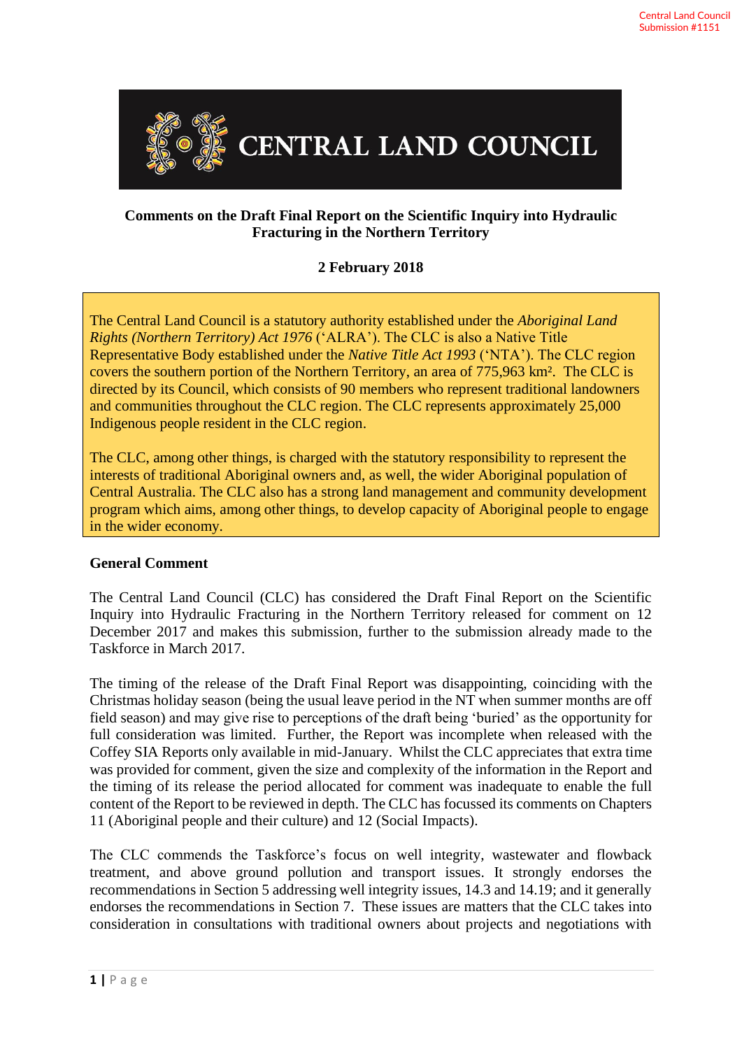Central Land Council
Submission #1151

# CENTRAL LAND COUNCIL

**Comments on the Draft Final Report on the Scientific Inquiry into Hydraulic Fracturing in the Northern Territory**

**2 February 2018**

The Central Land Council is a statutory authority established under the *Aboriginal Land Rights (Northern Territory) Act 1976* ('ALRA'). The CLC is also a Native Title Representative Body established under the *Native Title Act 1993* ('NTA'). The CLC region covers the southern portion of the Northern Territory, an area of 775,963 km². The CLC is directed by its Council, which consists of 90 members who represent traditional landowners and communities throughout the CLC region. The CLC represents approximately 25,000 Indigenous people resident in the CLC region.

The CLC, among other things, is charged with the statutory responsibility to represent the interests of traditional Aboriginal owners and, as well, the wider Aboriginal population of Central Australia. The CLC also has a strong land management and community development program which aims, among other things, to develop capacity of Aboriginal people to engage in the wider economy.

## General Comment

The Central Land Council (CLC) has considered the Draft Final Report on the Scientific Inquiry into Hydraulic Fracturing in the Northern Territory released for comment on 12 December 2017 and makes this submission, further to the submission already made to the Taskforce in March 2017.

The timing of the release of the Draft Final Report was disappointing, coinciding with the Christmas holiday season (being the usual leave period in the NT when summer months are off field season) and may give rise to perceptions of the draft being 'buried' as the opportunity for full consideration was limited. Further, the Report was incomplete when released with the Coffey SIA Reports only available in mid-January. Whilst the CLC appreciates that extra time was provided for comment, given the size and complexity of the information in the Report and the timing of its release the period allocated for comment was inadequate to enable the full content of the Report to be reviewed in depth. The CLC has focussed its comments on Chapters 11 (Aboriginal people and their culture) and 12 (Social Impacts).

The CLC commends the Taskforce's focus on well integrity, wastewater and flowback treatment, and above ground pollution and transport issues. It strongly endorses the recommendations in Section 5 addressing well integrity issues, 14.3 and 14.19; and it generally endorses the recommendations in Section 7. These issues are matters that the CLC takes into consideration in consultations with traditional owners about projects and negotiations with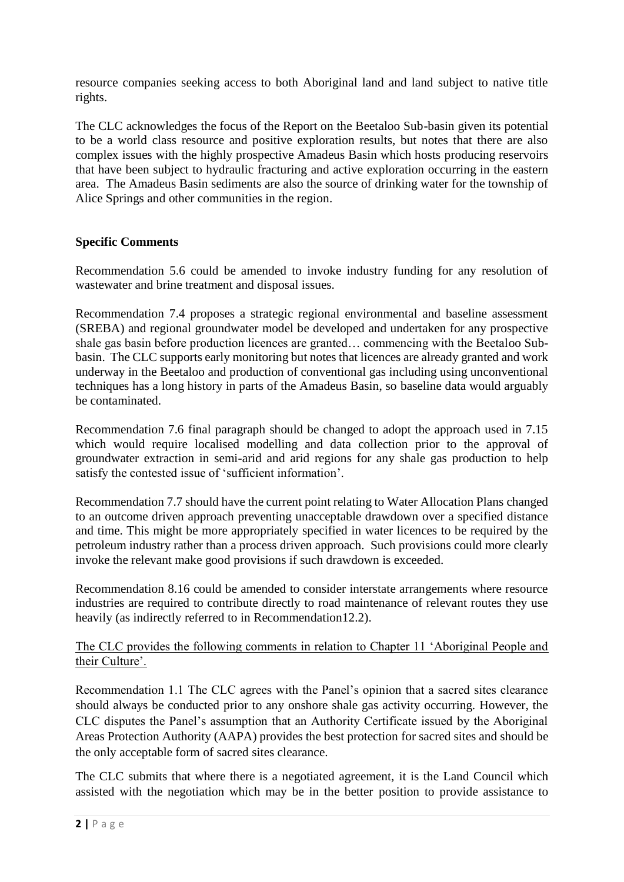resource companies seeking access to both Aboriginal land and land subject to native title rights.

The CLC acknowledges the focus of the Report on the Beetaloo Sub-basin given its potential to be a world class resource and positive exploration results, but notes that there are also complex issues with the highly prospective Amadeus Basin which hosts producing reservoirs that have been subject to hydraulic fracturing and active exploration occurring in the eastern area. The Amadeus Basin sediments are also the source of drinking water for the township of Alice Springs and other communities in the region.

**Specific Comments**

Recommendation 5.6 could be amended to invoke industry funding for any resolution of wastewater and brine treatment and disposal issues.

Recommendation 7.4 proposes a strategic regional environmental and baseline assessment (SREBA) and regional groundwater model be developed and undertaken for any prospective shale gas basin before production licences are granted… commencing with the Beetaloo Sub-basin. The CLC supports early monitoring but notes that licences are already granted and work underway in the Beetaloo and production of conventional gas including using unconventional techniques has a long history in parts of the Amadeus Basin, so baseline data would arguably be contaminated.

Recommendation 7.6 final paragraph should be changed to adopt the approach used in 7.15 which would require localised modelling and data collection prior to the approval of groundwater extraction in semi-arid and arid regions for any shale gas production to help satisfy the contested issue of 'sufficient information'.

Recommendation 7.7 should have the current point relating to Water Allocation Plans changed to an outcome driven approach preventing unacceptable drawdown over a specified distance and time. This might be more appropriately specified in water licences to be required by the petroleum industry rather than a process driven approach. Such provisions could more clearly invoke the relevant make good provisions if such drawdown is exceeded.

Recommendation 8.16 could be amended to consider interstate arrangements where resource industries are required to contribute directly to road maintenance of relevant routes they use heavily (as indirectly referred to in Recommendation12.2).

<u>The CLC provides the following comments in relation to Chapter 11 'Aboriginal People and their Culture'.</u>

Recommendation 1.1 The CLC agrees with the Panel's opinion that a sacred sites clearance should always be conducted prior to any onshore shale gas activity occurring. However, the CLC disputes the Panel's assumption that an Authority Certificate issued by the Aboriginal Areas Protection Authority (AAPA) provides the best protection for sacred sites and should be the only acceptable form of sacred sites clearance.

The CLC submits that where there is a negotiated agreement, it is the Land Council which assisted with the negotiation which may be in the better position to provide assistance to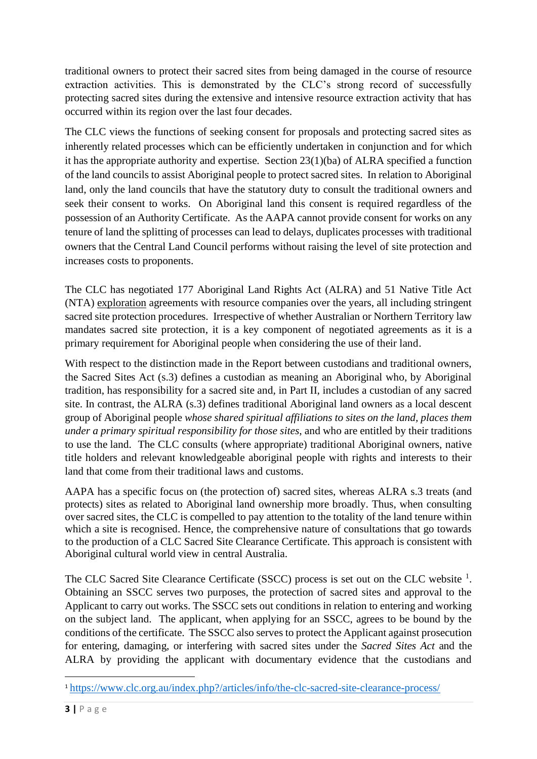traditional owners to protect their sacred sites from being damaged in the course of resource extraction activities. This is demonstrated by the CLC's strong record of successfully protecting sacred sites during the extensive and intensive resource extraction activity that has occurred within its region over the last four decades.

The CLC views the functions of seeking consent for proposals and protecting sacred sites as inherently related processes which can be efficiently undertaken in conjunction and for which it has the appropriate authority and expertise. Section 23(1)(ba) of ALRA specified a function of the land councils to assist Aboriginal people to protect sacred sites. In relation to Aboriginal land, only the land councils that have the statutory duty to consult the traditional owners and seek their consent to works. On Aboriginal land this consent is required regardless of the possession of an Authority Certificate. As the AAPA cannot provide consent for works on any tenure of land the splitting of processes can lead to delays, duplicates processes with traditional owners that the Central Land Council performs without raising the level of site protection and increases costs to proponents.

The CLC has negotiated 177 Aboriginal Land Rights Act (ALRA) and 51 Native Title Act (NTA) exploration agreements with resource companies over the years, all including stringent sacred site protection procedures. Irrespective of whether Australian or Northern Territory law mandates sacred site protection, it is a key component of negotiated agreements as it is a primary requirement for Aboriginal people when considering the use of their land.

With respect to the distinction made in the Report between custodians and traditional owners, the Sacred Sites Act (s.3) defines a custodian as meaning an Aboriginal who, by Aboriginal tradition, has responsibility for a sacred site and, in Part II, includes a custodian of any sacred site. In contrast, the ALRA (s.3) defines traditional Aboriginal land owners as a local descent group of Aboriginal people *whose shared spiritual affiliations to sites on the land, places them under a primary spiritual responsibility for those sites*, and who are entitled by their traditions to use the land. The CLC consults (where appropriate) traditional Aboriginal owners, native title holders and relevant knowledgeable aboriginal people with rights and interests to their land that come from their traditional laws and customs.

AAPA has a specific focus on (the protection of) sacred sites, whereas ALRA s.3 treats (and protects) sites as related to Aboriginal land ownership more broadly. Thus, when consulting over sacred sites, the CLC is compelled to pay attention to the totality of the land tenure within which a site is recognised. Hence, the comprehensive nature of consultations that go towards to the production of a CLC Sacred Site Clearance Certificate. This approach is consistent with Aboriginal cultural world view in central Australia.

The CLC Sacred Site Clearance Certificate (SSCC) process is set out on the CLC website [1]. Obtaining an SSCC serves two purposes, the protection of sacred sites and approval to the Applicant to carry out works. The SSCC sets out conditions in relation to entering and working on the subject land. The applicant, when applying for an SSCC, agrees to be bound by the conditions of the certificate. The SSCC also serves to protect the Applicant against prosecution for entering, damaging, or interfering with sacred sites under the *Sacred Sites Act* and the ALRA by providing the applicant with documentary evidence that the custodians and

[1] https://www.clc.org.au/index.php?/articles/info/the-clc-sacred-site-clearance-process/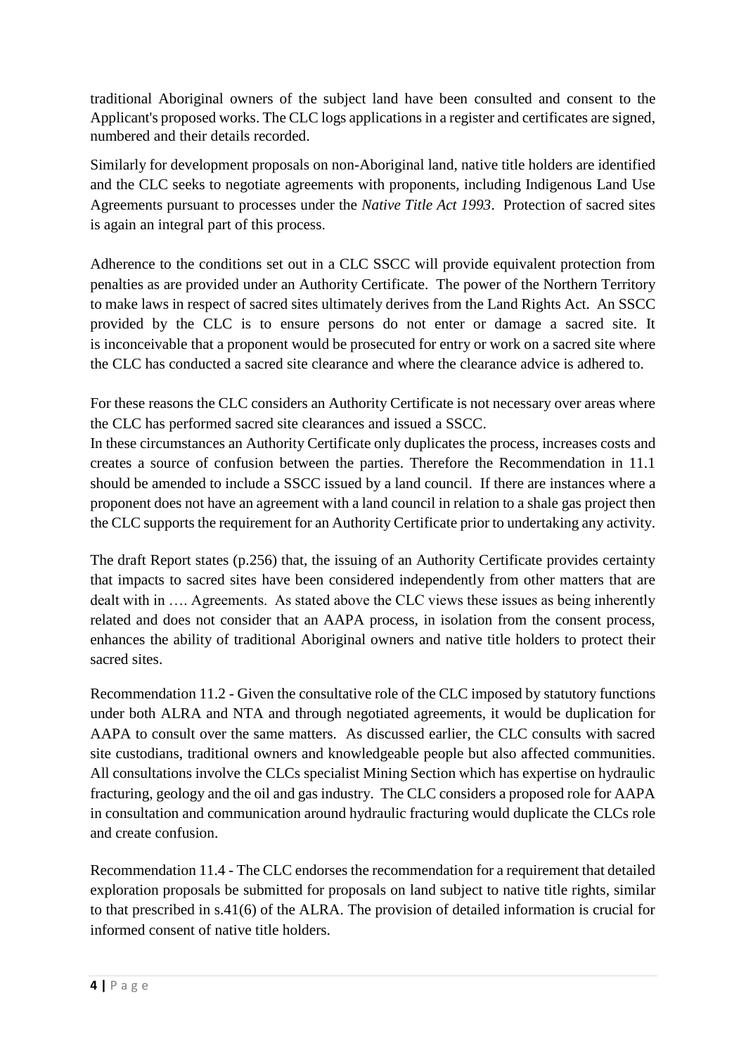traditional Aboriginal owners of the subject land have been consulted and consent to the Applicant's proposed works. The CLC logs applications in a register and certificates are signed, numbered and their details recorded.

Similarly for development proposals on non-Aboriginal land, native title holders are identified and the CLC seeks to negotiate agreements with proponents, including Indigenous Land Use Agreements pursuant to processes under the *Native Title Act 1993*. Protection of sacred sites is again an integral part of this process.

Adherence to the conditions set out in a CLC SSCC will provide equivalent protection from penalties as are provided under an Authority Certificate. The power of the Northern Territory to make laws in respect of sacred sites ultimately derives from the Land Rights Act. An SSCC provided by the CLC is to ensure persons do not enter or damage a sacred site. It is inconceivable that a proponent would be prosecuted for entry or work on a sacred site where the CLC has conducted a sacred site clearance and where the clearance advice is adhered to.

For these reasons the CLC considers an Authority Certificate is not necessary over areas where the CLC has performed sacred site clearances and issued a SSCC.
In these circumstances an Authority Certificate only duplicates the process, increases costs and creates a source of confusion between the parties. Therefore the Recommendation in 11.1 should be amended to include a SSCC issued by a land council. If there are instances where a proponent does not have an agreement with a land council in relation to a shale gas project then the CLC supports the requirement for an Authority Certificate prior to undertaking any activity.

The draft Report states (p.256) that, the issuing of an Authority Certificate provides certainty that impacts to sacred sites have been considered independently from other matters that are dealt with in …. Agreements. As stated above the CLC views these issues as being inherently related and does not consider that an AAPA process, in isolation from the consent process, enhances the ability of traditional Aboriginal owners and native title holders to protect their sacred sites.

Recommendation 11.2 - Given the consultative role of the CLC imposed by statutory functions under both ALRA and NTA and through negotiated agreements, it would be duplication for AAPA to consult over the same matters. As discussed earlier, the CLC consults with sacred site custodians, traditional owners and knowledgeable people but also affected communities. All consultations involve the CLCs specialist Mining Section which has expertise on hydraulic fracturing, geology and the oil and gas industry. The CLC considers a proposed role for AAPA in consultation and communication around hydraulic fracturing would duplicate the CLCs role and create confusion.

Recommendation 11.4 - The CLC endorses the recommendation for a requirement that detailed exploration proposals be submitted for proposals on land subject to native title rights, similar to that prescribed in s.41(6) of the ALRA. The provision of detailed information is crucial for informed consent of native title holders.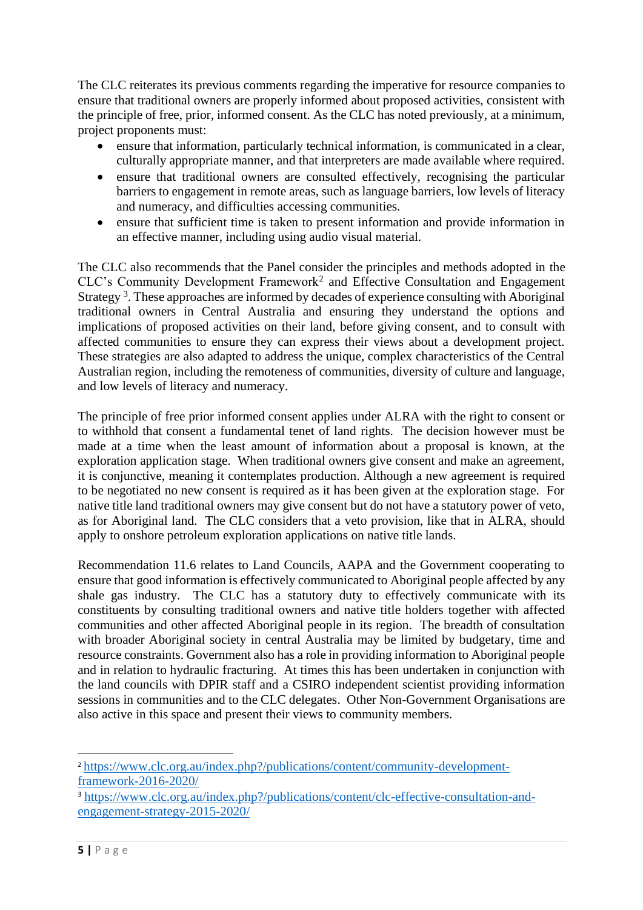The CLC reiterates its previous comments regarding the imperative for resource companies to ensure that traditional owners are properly informed about proposed activities, consistent with the principle of free, prior, informed consent. As the CLC has noted previously, at a minimum, project proponents must:

- ensure that information, particularly technical information, is communicated in a clear, culturally appropriate manner, and that interpreters are made available where required.
- ensure that traditional owners are consulted effectively, recognising the particular barriers to engagement in remote areas, such as language barriers, low levels of literacy and numeracy, and difficulties accessing communities.
- ensure that sufficient time is taken to present information and provide information in an effective manner, including using audio visual material.

The CLC also recommends that the Panel consider the principles and methods adopted in the CLC's Community Development Framework[2] and Effective Consultation and Engagement Strategy [3]. These approaches are informed by decades of experience consulting with Aboriginal traditional owners in Central Australia and ensuring they understand the options and implications of proposed activities on their land, before giving consent, and to consult with affected communities to ensure they can express their views about a development project. These strategies are also adapted to address the unique, complex characteristics of the Central Australian region, including the remoteness of communities, diversity of culture and language, and low levels of literacy and numeracy.

The principle of free prior informed consent applies under ALRA with the right to consent or to withhold that consent a fundamental tenet of land rights. The decision however must be made at a time when the least amount of information about a proposal is known, at the exploration application stage. When traditional owners give consent and make an agreement, it is conjunctive, meaning it contemplates production. Although a new agreement is required to be negotiated no new consent is required as it has been given at the exploration stage. For native title land traditional owners may give consent but do not have a statutory power of veto, as for Aboriginal land. The CLC considers that a veto provision, like that in ALRA, should apply to onshore petroleum exploration applications on native title lands.

Recommendation 11.6 relates to Land Councils, AAPA and the Government cooperating to ensure that good information is effectively communicated to Aboriginal people affected by any shale gas industry. The CLC has a statutory duty to effectively communicate with its constituents by consulting traditional owners and native title holders together with affected communities and other affected Aboriginal people in its region. The breadth of consultation with broader Aboriginal society in central Australia may be limited by budgetary, time and resource constraints. Government also has a role in providing information to Aboriginal people and in relation to hydraulic fracturing. At times this has been undertaken in conjunction with the land councils with DPIR staff and a CSIRO independent scientist providing information sessions in communities and to the CLC delegates. Other Non-Government Organisations are also active in this space and present their views to community members.

---

[2] https://www.clc.org.au/index.php?/publications/content/community-development-framework-2016-2020/

[3] https://www.clc.org.au/index.php?/publications/content/clc-effective-consultation-and-engagement-strategy-2015-2020/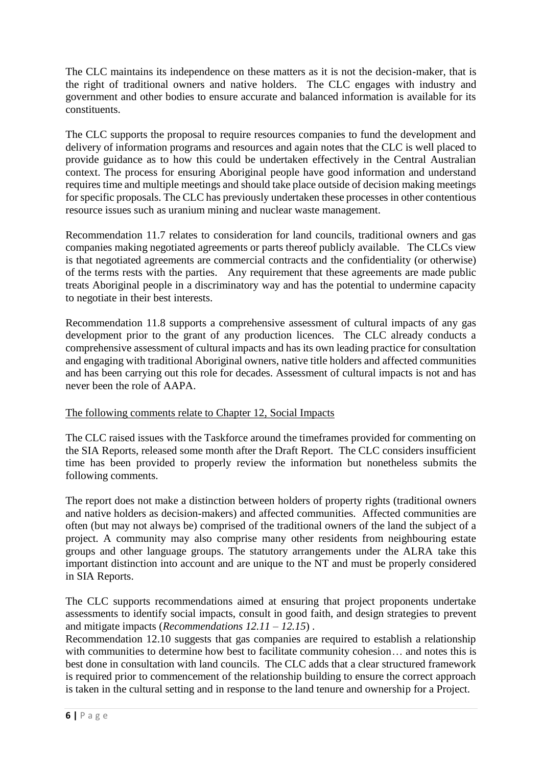The CLC maintains its independence on these matters as it is not the decision-maker, that is the right of traditional owners and native holders. The CLC engages with industry and government and other bodies to ensure accurate and balanced information is available for its constituents.

The CLC supports the proposal to require resources companies to fund the development and delivery of information programs and resources and again notes that the CLC is well placed to provide guidance as to how this could be undertaken effectively in the Central Australian context. The process for ensuring Aboriginal people have good information and understand requires time and multiple meetings and should take place outside of decision making meetings for specific proposals. The CLC has previously undertaken these processes in other contentious resource issues such as uranium mining and nuclear waste management.

Recommendation 11.7 relates to consideration for land councils, traditional owners and gas companies making negotiated agreements or parts thereof publicly available. The CLCs view is that negotiated agreements are commercial contracts and the confidentiality (or otherwise) of the terms rests with the parties. Any requirement that these agreements are made public treats Aboriginal people in a discriminatory way and has the potential to undermine capacity to negotiate in their best interests.

Recommendation 11.8 supports a comprehensive assessment of cultural impacts of any gas development prior to the grant of any production licences. The CLC already conducts a comprehensive assessment of cultural impacts and has its own leading practice for consultation and engaging with traditional Aboriginal owners, native title holders and affected communities and has been carrying out this role for decades. Assessment of cultural impacts is not and has never been the role of AAPA.

<u>The following comments relate to Chapter 12, Social Impacts</u>

The CLC raised issues with the Taskforce around the timeframes provided for commenting on the SIA Reports, released some month after the Draft Report. The CLC considers insufficient time has been provided to properly review the information but nonetheless submits the following comments.

The report does not make a distinction between holders of property rights (traditional owners and native holders as decision-makers) and affected communities. Affected communities are often (but may not always be) comprised of the traditional owners of the land the subject of a project. A community may also comprise many other residents from neighbouring estate groups and other language groups. The statutory arrangements under the ALRA take this important distinction into account and are unique to the NT and must be properly considered in SIA Reports.

The CLC supports recommendations aimed at ensuring that project proponents undertake assessments to identify social impacts, consult in good faith, and design strategies to prevent and mitigate impacts (*Recommendations 12.11 – 12.15*) .

Recommendation 12.10 suggests that gas companies are required to establish a relationship with communities to determine how best to facilitate community cohesion… and notes this is best done in consultation with land councils. The CLC adds that a clear structured framework is required prior to commencement of the relationship building to ensure the correct approach is taken in the cultural setting and in response to the land tenure and ownership for a Project.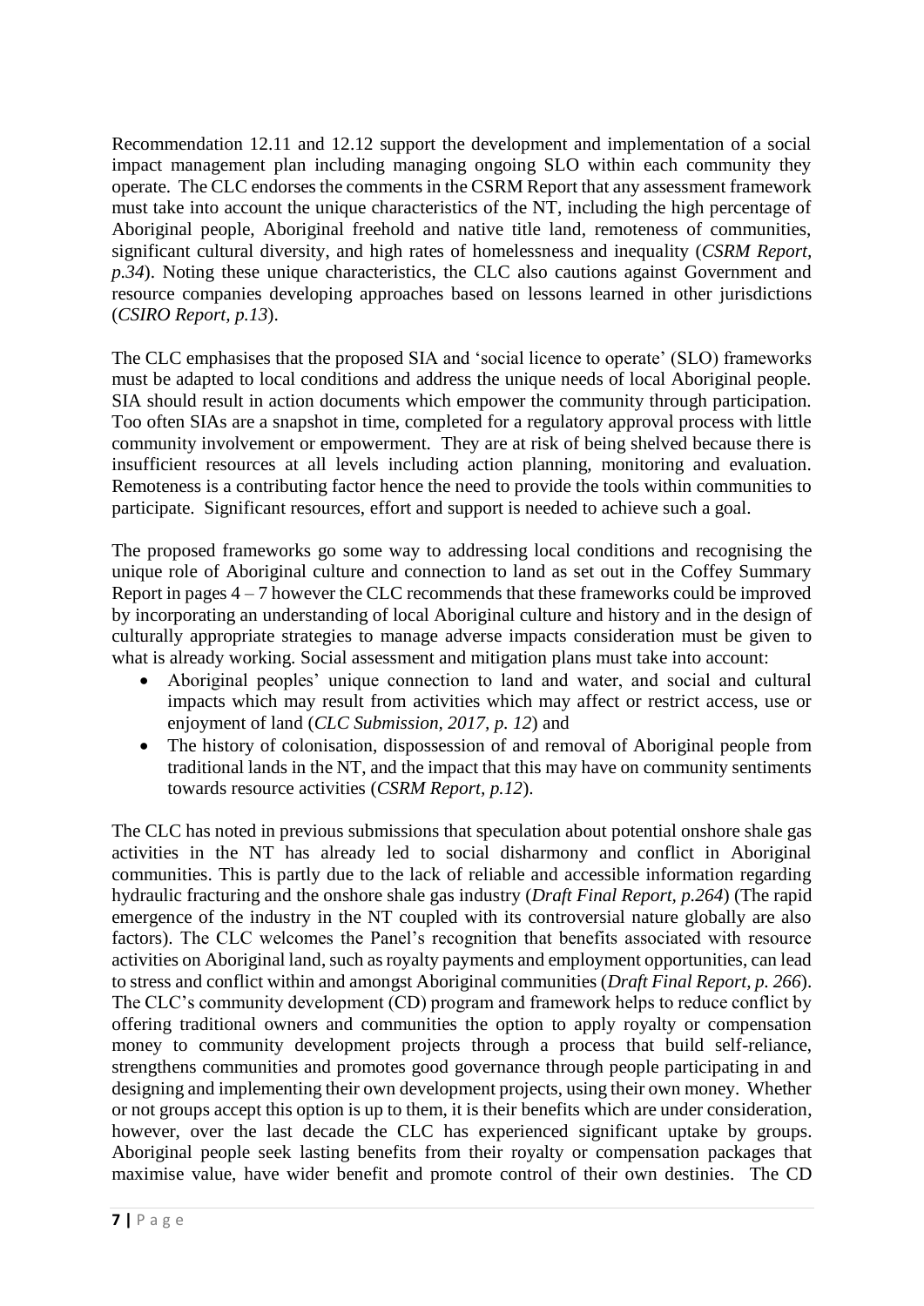Recommendation 12.11 and 12.12 support the development and implementation of a social impact management plan including managing ongoing SLO within each community they operate. The CLC endorses the comments in the CSRM Report that any assessment framework must take into account the unique characteristics of the NT, including the high percentage of Aboriginal people, Aboriginal freehold and native title land, remoteness of communities, significant cultural diversity, and high rates of homelessness and inequality (*CSRM Report, p.34*). Noting these unique characteristics, the CLC also cautions against Government and resource companies developing approaches based on lessons learned in other jurisdictions (*CSIRO Report, p.13*).

The CLC emphasises that the proposed SIA and 'social licence to operate' (SLO) frameworks must be adapted to local conditions and address the unique needs of local Aboriginal people. SIA should result in action documents which empower the community through participation. Too often SIAs are a snapshot in time, completed for a regulatory approval process with little community involvement or empowerment. They are at risk of being shelved because there is insufficient resources at all levels including action planning, monitoring and evaluation. Remoteness is a contributing factor hence the need to provide the tools within communities to participate. Significant resources, effort and support is needed to achieve such a goal.

The proposed frameworks go some way to addressing local conditions and recognising the unique role of Aboriginal culture and connection to land as set out in the Coffey Summary Report in pages 4 – 7 however the CLC recommends that these frameworks could be improved by incorporating an understanding of local Aboriginal culture and history and in the design of culturally appropriate strategies to manage adverse impacts consideration must be given to what is already working. Social assessment and mitigation plans must take into account:

- Aboriginal peoples' unique connection to land and water, and social and cultural impacts which may result from activities which may affect or restrict access, use or enjoyment of land (*CLC Submission, 2017, p. 12*) and
- The history of colonisation, dispossession of and removal of Aboriginal people from traditional lands in the NT, and the impact that this may have on community sentiments towards resource activities (*CSRM Report, p.12*).

The CLC has noted in previous submissions that speculation about potential onshore shale gas activities in the NT has already led to social disharmony and conflict in Aboriginal communities. This is partly due to the lack of reliable and accessible information regarding hydraulic fracturing and the onshore shale gas industry (*Draft Final Report, p.264*) (The rapid emergence of the industry in the NT coupled with its controversial nature globally are also factors). The CLC welcomes the Panel's recognition that benefits associated with resource activities on Aboriginal land, such as royalty payments and employment opportunities, can lead to stress and conflict within and amongst Aboriginal communities (*Draft Final Report, p. 266*). The CLC's community development (CD) program and framework helps to reduce conflict by offering traditional owners and communities the option to apply royalty or compensation money to community development projects through a process that build self-reliance, strengthens communities and promotes good governance through people participating in and designing and implementing their own development projects, using their own money. Whether or not groups accept this option is up to them, it is their benefits which are under consideration, however, over the last decade the CLC has experienced significant uptake by groups. Aboriginal people seek lasting benefits from their royalty or compensation packages that maximise value, have wider benefit and promote control of their own destinies. The CD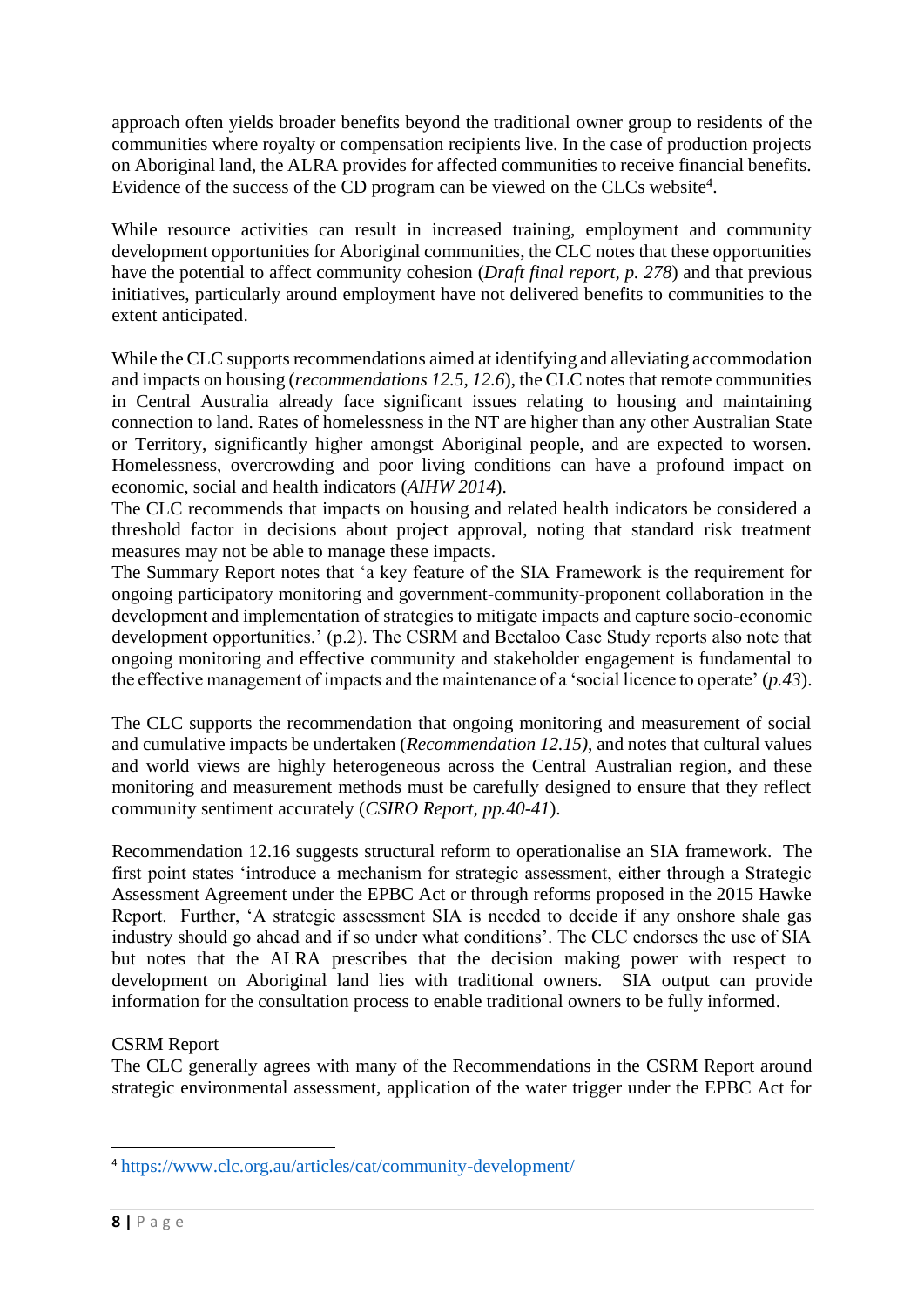approach often yields broader benefits beyond the traditional owner group to residents of the communities where royalty or compensation recipients live. In the case of production projects on Aboriginal land, the ALRA provides for affected communities to receive financial benefits. Evidence of the success of the CD program can be viewed on the CLCs website[4].

While resource activities can result in increased training, employment and community development opportunities for Aboriginal communities, the CLC notes that these opportunities have the potential to affect community cohesion (*Draft final report, p. 278*) and that previous initiatives, particularly around employment have not delivered benefits to communities to the extent anticipated.

While the CLC supports recommendations aimed at identifying and alleviating accommodation and impacts on housing (*recommendations 12.5, 12.6*), the CLC notes that remote communities in Central Australia already face significant issues relating to housing and maintaining connection to land. Rates of homelessness in the NT are higher than any other Australian State or Territory, significantly higher amongst Aboriginal people, and are expected to worsen. Homelessness, overcrowding and poor living conditions can have a profound impact on economic, social and health indicators (*AIHW 2014*).

The CLC recommends that impacts on housing and related health indicators be considered a threshold factor in decisions about project approval, noting that standard risk treatment measures may not be able to manage these impacts.

The Summary Report notes that 'a key feature of the SIA Framework is the requirement for ongoing participatory monitoring and government-community-proponent collaboration in the development and implementation of strategies to mitigate impacts and capture socio-economic development opportunities.' (p.2). The CSRM and Beetaloo Case Study reports also note that ongoing monitoring and effective community and stakeholder engagement is fundamental to the effective management of impacts and the maintenance of a 'social licence to operate' (*p.43*).

The CLC supports the recommendation that ongoing monitoring and measurement of social and cumulative impacts be undertaken (*Recommendation 12.15)*, and notes that cultural values and world views are highly heterogeneous across the Central Australian region, and these monitoring and measurement methods must be carefully designed to ensure that they reflect community sentiment accurately (*CSIRO Report, pp.40-41*).

Recommendation 12.16 suggests structural reform to operationalise an SIA framework. The first point states 'introduce a mechanism for strategic assessment, either through a Strategic Assessment Agreement under the EPBC Act or through reforms proposed in the 2015 Hawke Report. Further, 'A strategic assessment SIA is needed to decide if any onshore shale gas industry should go ahead and if so under what conditions'. The CLC endorses the use of SIA but notes that the ALRA prescribes that the decision making power with respect to development on Aboriginal land lies with traditional owners. SIA output can provide information for the consultation process to enable traditional owners to be fully informed.

<u>CSRM Report</u>

The CLC generally agrees with many of the Recommendations in the CSRM Report around strategic environmental assessment, application of the water trigger under the EPBC Act for

---

[4] https://www.clc.org.au/articles/cat/community-development/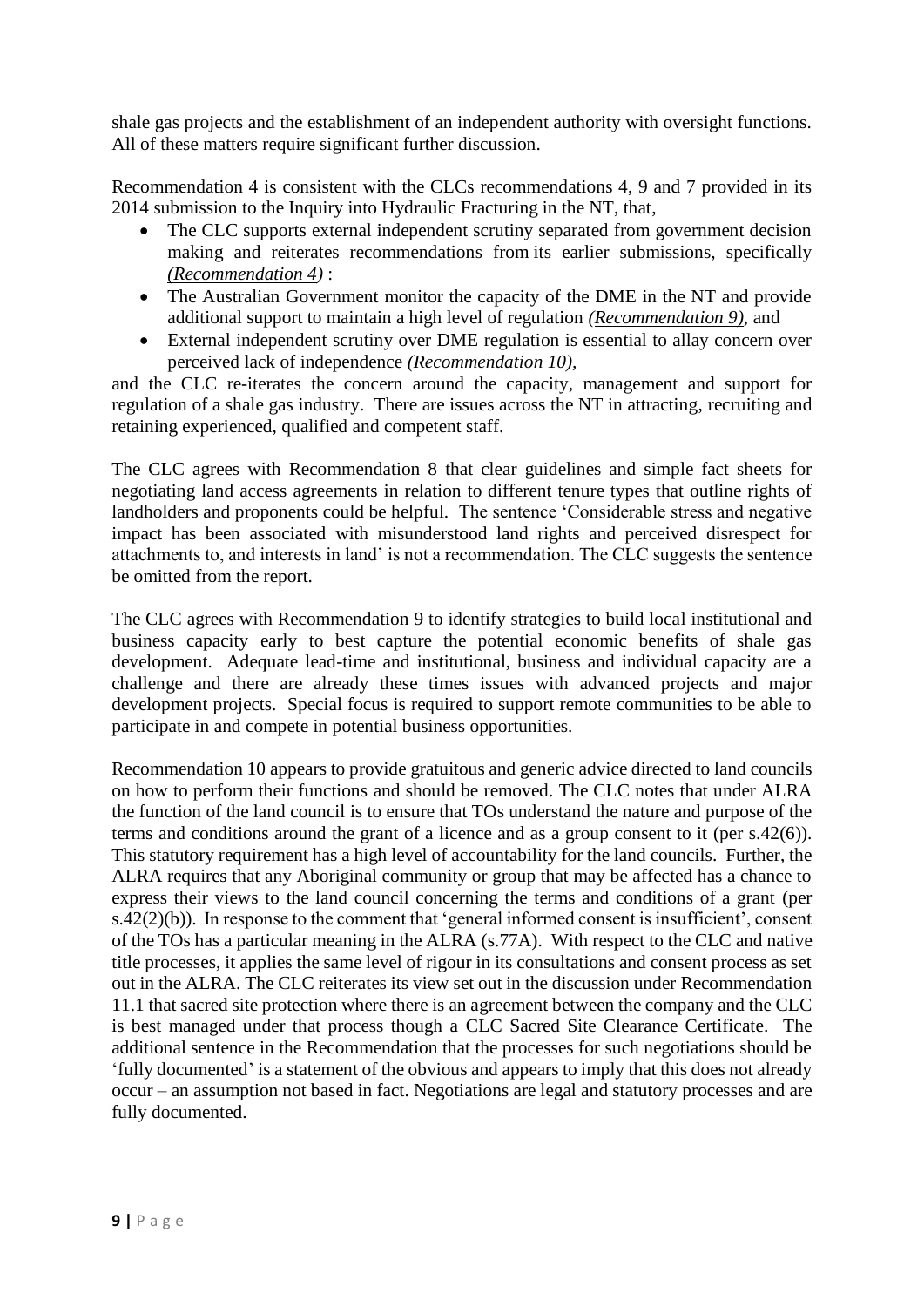shale gas projects and the establishment of an independent authority with oversight functions. All of these matters require significant further discussion.

Recommendation 4 is consistent with the CLCs recommendations 4, 9 and 7 provided in its 2014 submission to the Inquiry into Hydraulic Fracturing in the NT, that,

- The CLC supports external independent scrutiny separated from government decision making and reiterates recommendations from its earlier submissions, specifically *(Recommendation 4)* :
- The Australian Government monitor the capacity of the DME in the NT and provide additional support to maintain a high level of regulation *(Recommendation 9)*, and
- External independent scrutiny over DME regulation is essential to allay concern over perceived lack of independence *(Recommendation 10)*,

and the CLC re-iterates the concern around the capacity, management and support for regulation of a shale gas industry. There are issues across the NT in attracting, recruiting and retaining experienced, qualified and competent staff.

The CLC agrees with Recommendation 8 that clear guidelines and simple fact sheets for negotiating land access agreements in relation to different tenure types that outline rights of landholders and proponents could be helpful. The sentence 'Considerable stress and negative impact has been associated with misunderstood land rights and perceived disrespect for attachments to, and interests in land' is not a recommendation. The CLC suggests the sentence be omitted from the report.

The CLC agrees with Recommendation 9 to identify strategies to build local institutional and business capacity early to best capture the potential economic benefits of shale gas development. Adequate lead-time and institutional, business and individual capacity are a challenge and there are already these times issues with advanced projects and major development projects. Special focus is required to support remote communities to be able to participate in and compete in potential business opportunities.

Recommendation 10 appears to provide gratuitous and generic advice directed to land councils on how to perform their functions and should be removed. The CLC notes that under ALRA the function of the land council is to ensure that TOs understand the nature and purpose of the terms and conditions around the grant of a licence and as a group consent to it (per s.42(6)). This statutory requirement has a high level of accountability for the land councils. Further, the ALRA requires that any Aboriginal community or group that may be affected has a chance to express their views to the land council concerning the terms and conditions of a grant (per s.42(2)(b)). In response to the comment that 'general informed consent is insufficient', consent of the TOs has a particular meaning in the ALRA (s.77A). With respect to the CLC and native title processes, it applies the same level of rigour in its consultations and consent process as set out in the ALRA. The CLC reiterates its view set out in the discussion under Recommendation 11.1 that sacred site protection where there is an agreement between the company and the CLC is best managed under that process though a CLC Sacred Site Clearance Certificate. The additional sentence in the Recommendation that the processes for such negotiations should be 'fully documented' is a statement of the obvious and appears to imply that this does not already occur – an assumption not based in fact. Negotiations are legal and statutory processes and are fully documented.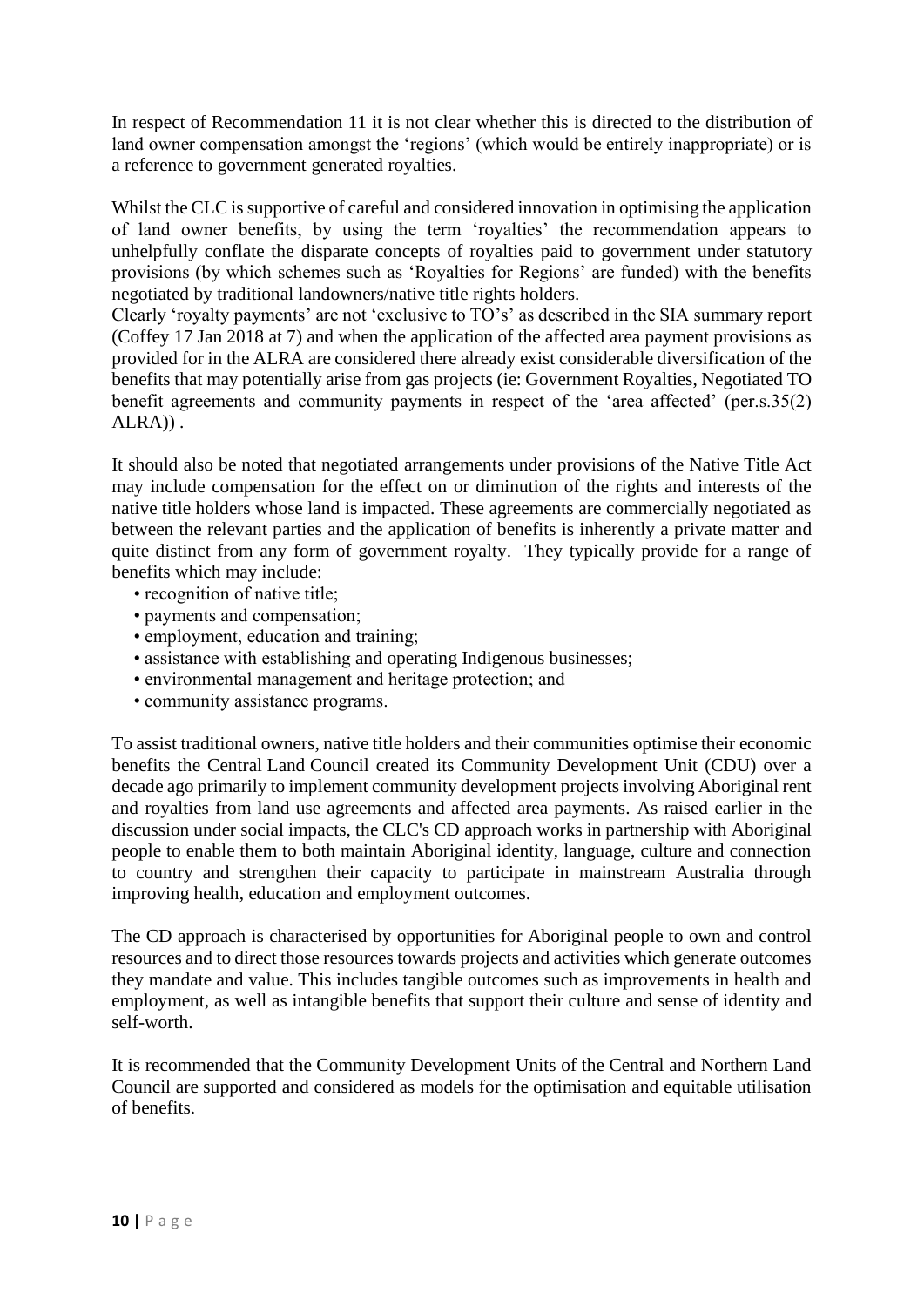In respect of Recommendation 11 it is not clear whether this is directed to the distribution of land owner compensation amongst the 'regions' (which would be entirely inappropriate) or is a reference to government generated royalties.

Whilst the CLC is supportive of careful and considered innovation in optimising the application of land owner benefits, by using the term 'royalties' the recommendation appears to unhelpfully conflate the disparate concepts of royalties paid to government under statutory provisions (by which schemes such as 'Royalties for Regions' are funded) with the benefits negotiated by traditional landowners/native title rights holders.
Clearly 'royalty payments' are not 'exclusive to TO's' as described in the SIA summary report (Coffey 17 Jan 2018 at 7) and when the application of the affected area payment provisions as provided for in the ALRA are considered there already exist considerable diversification of the benefits that may potentially arise from gas projects (ie: Government Royalties, Negotiated TO benefit agreements and community payments in respect of the 'area affected' (per.s.35(2) ALRA)) .

It should also be noted that negotiated arrangements under provisions of the Native Title Act may include compensation for the effect on or diminution of the rights and interests of the native title holders whose land is impacted. These agreements are commercially negotiated as between the relevant parties and the application of benefits is inherently a private matter and quite distinct from any form of government royalty. They typically provide for a range of benefits which may include:

- recognition of native title;
- payments and compensation;
- employment, education and training;
- assistance with establishing and operating Indigenous businesses;
- environmental management and heritage protection; and
- community assistance programs.

To assist traditional owners, native title holders and their communities optimise their economic benefits the Central Land Council created its Community Development Unit (CDU) over a decade ago primarily to implement community development projects involving Aboriginal rent and royalties from land use agreements and affected area payments. As raised earlier in the discussion under social impacts, the CLC's CD approach works in partnership with Aboriginal people to enable them to both maintain Aboriginal identity, language, culture and connection to country and strengthen their capacity to participate in mainstream Australia through improving health, education and employment outcomes.

The CD approach is characterised by opportunities for Aboriginal people to own and control resources and to direct those resources towards projects and activities which generate outcomes they mandate and value. This includes tangible outcomes such as improvements in health and employment, as well as intangible benefits that support their culture and sense of identity and self-worth.

It is recommended that the Community Development Units of the Central and Northern Land Council are supported and considered as models for the optimisation and equitable utilisation of benefits.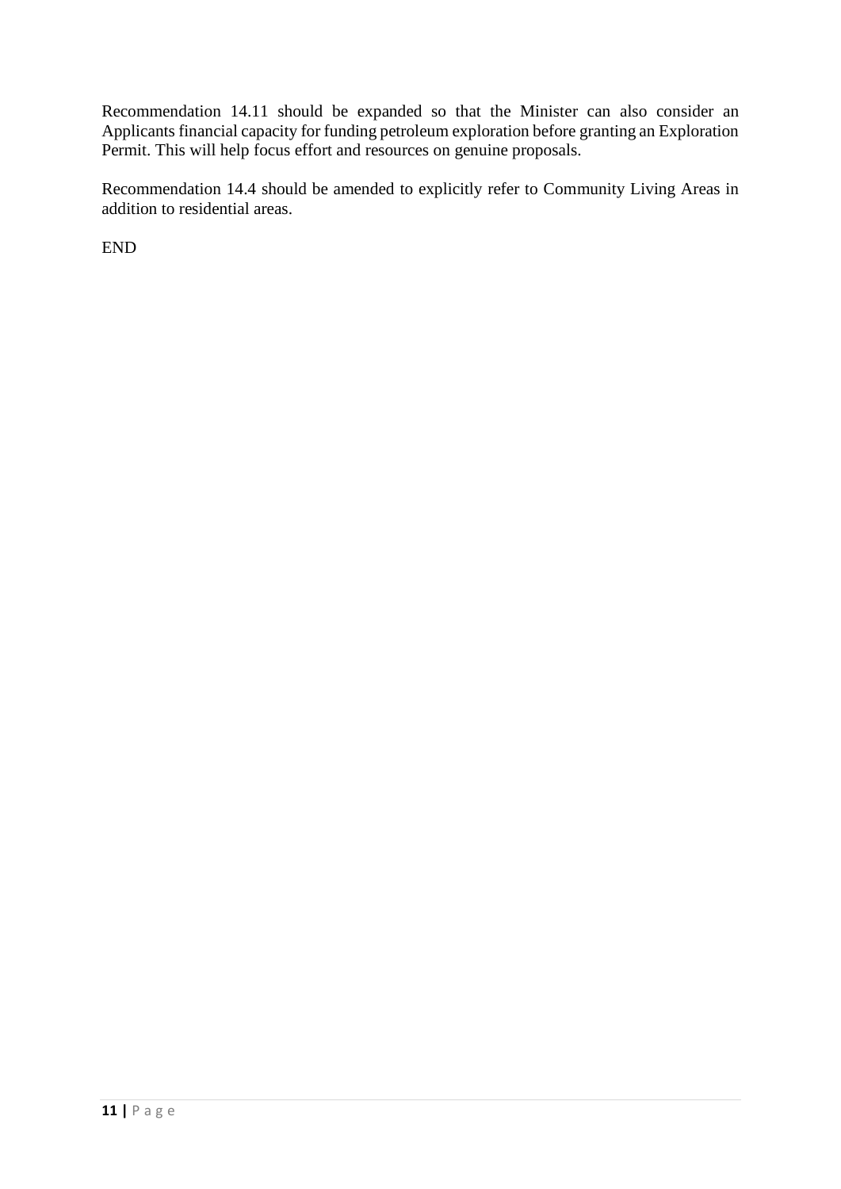Recommendation 14.11 should be expanded so that the Minister can also consider an Applicants financial capacity for funding petroleum exploration before granting an Exploration Permit. This will help focus effort and resources on genuine proposals.

Recommendation 14.4 should be amended to explicitly refer to Community Living Areas in addition to residential areas.

END